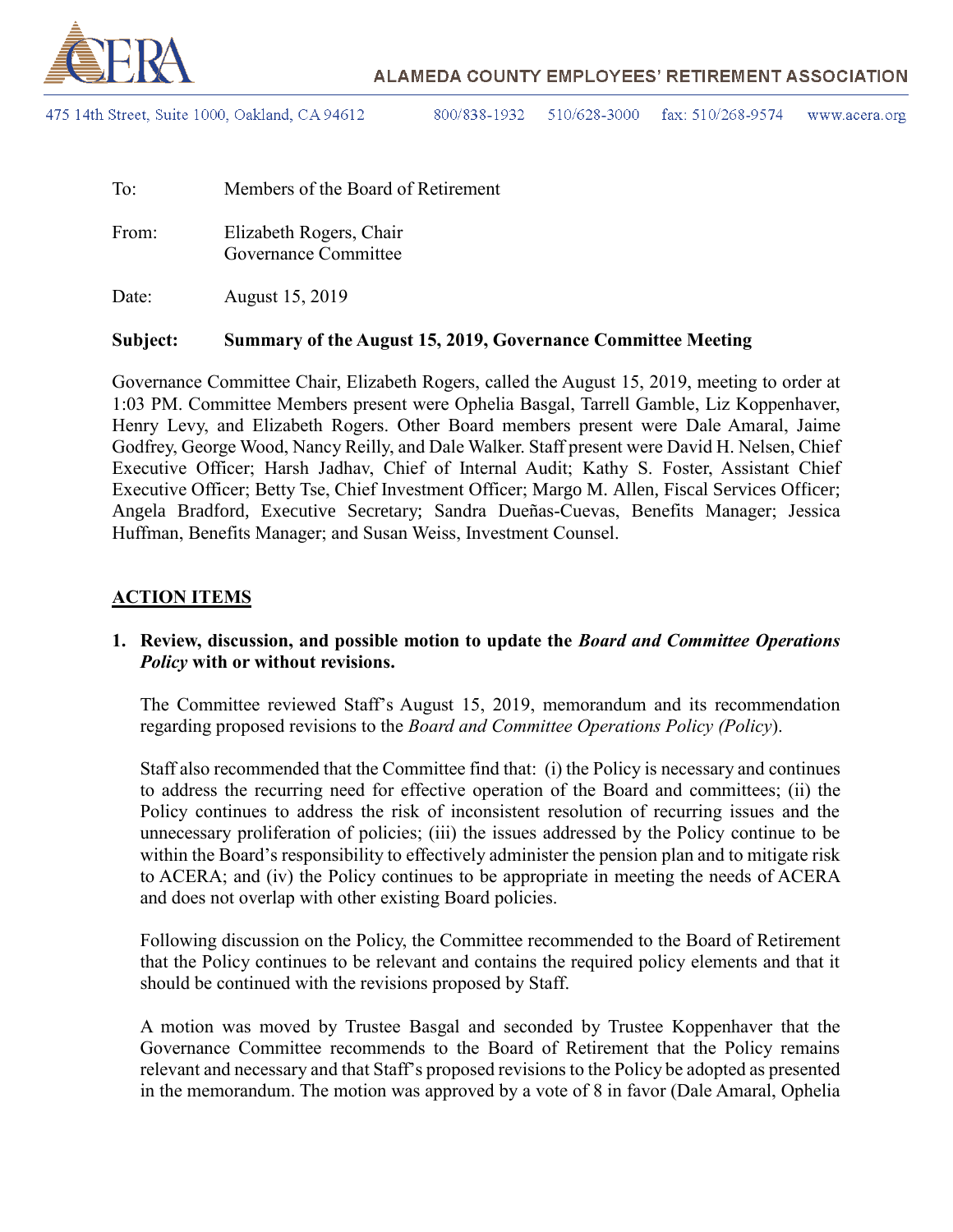**ALAMEDA COUNTY EMPLOYEES' RETIREMENT ASSOCIATION**

475 14th Street, Suite 1000, Oakland, CA 94612 800/838-1932 510/628-3000 fax: 510/268-9574 www.acera.org

To: Members of the Board of Retirement

From: Elizabeth Rogers, Chair
Governance Committee

Date: August 15, 2019

**Subject: Summary of the August 15, 2019, Governance Committee Meeting**

Governance Committee Chair, Elizabeth Rogers, called the August 15, 2019, meeting to order at 1:03 PM. Committee Members present were Ophelia Basgal, Tarrell Gamble, Liz Koppenhaver, Henry Levy, and Elizabeth Rogers. Other Board members present were Dale Amaral, Jaime Godfrey, George Wood, Nancy Reilly, and Dale Walker. Staff present were David H. Nelsen, Chief Executive Officer; Harsh Jadhav, Chief of Internal Audit; Kathy S. Foster, Assistant Chief Executive Officer; Betty Tse, Chief Investment Officer; Margo M. Allen, Fiscal Services Officer; Angela Bradford, Executive Secretary; Sandra Dueñas-Cuevas, Benefits Manager; Jessica Huffman, Benefits Manager; and Susan Weiss, Investment Counsel.

## ACTION ITEMS

**1. Review, discussion, and possible motion to update the *Board and Committee Operations Policy* with or without revisions.**

The Committee reviewed Staff's August 15, 2019, memorandum and its recommendation regarding proposed revisions to the *Board and Committee Operations Policy (Policy*).

Staff also recommended that the Committee find that: (i) the Policy is necessary and continues to address the recurring need for effective operation of the Board and committees; (ii) the Policy continues to address the risk of inconsistent resolution of recurring issues and the unnecessary proliferation of policies; (iii) the issues addressed by the Policy continue to be within the Board's responsibility to effectively administer the pension plan and to mitigate risk to ACERA; and (iv) the Policy continues to be appropriate in meeting the needs of ACERA and does not overlap with other existing Board policies.

Following discussion on the Policy, the Committee recommended to the Board of Retirement that the Policy continues to be relevant and contains the required policy elements and that it should be continued with the revisions proposed by Staff.

A motion was moved by Trustee Basgal and seconded by Trustee Koppenhaver that the Governance Committee recommends to the Board of Retirement that the Policy remains relevant and necessary and that Staff's proposed revisions to the Policy be adopted as presented in the memorandum. The motion was approved by a vote of 8 in favor (Dale Amaral, Ophelia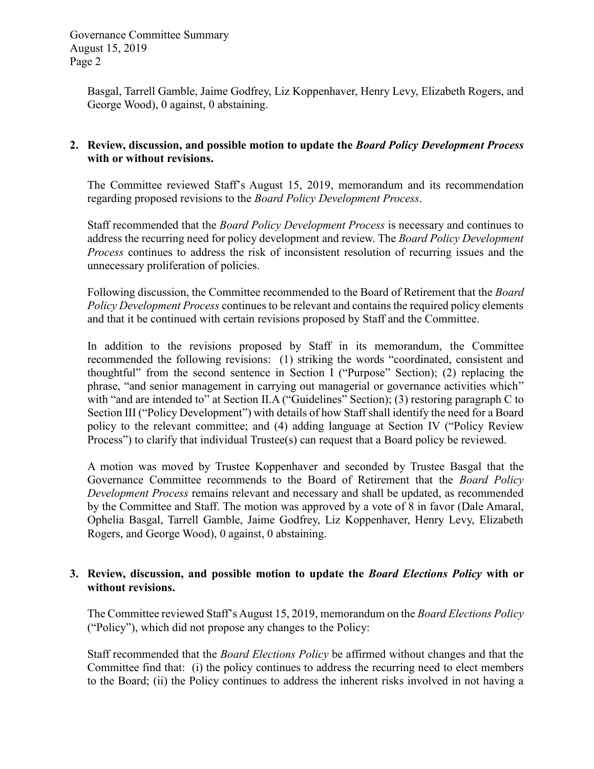Basgal, Tarrell Gamble, Jaime Godfrey, Liz Koppenhaver, Henry Levy, Elizabeth Rogers, and George Wood), 0 against, 0 abstaining.

**2. Review, discussion, and possible motion to update the *Board Policy Development Process* with or without revisions.**

The Committee reviewed Staff's August 15, 2019, memorandum and its recommendation regarding proposed revisions to the *Board Policy Development Process*.

Staff recommended that the *Board Policy Development Process* is necessary and continues to address the recurring need for policy development and review. The *Board Policy Development Process* continues to address the risk of inconsistent resolution of recurring issues and the unnecessary proliferation of policies.

Following discussion, the Committee recommended to the Board of Retirement that the *Board Policy Development Process* continues to be relevant and contains the required policy elements and that it be continued with certain revisions proposed by Staff and the Committee.

In addition to the revisions proposed by Staff in its memorandum, the Committee recommended the following revisions: (1) striking the words "coordinated, consistent and thoughtful" from the second sentence in Section I ("Purpose" Section); (2) replacing the phrase, "and senior management in carrying out managerial or governance activities which" with "and are intended to" at Section II.A ("Guidelines" Section); (3) restoring paragraph C to Section III ("Policy Development") with details of how Staff shall identify the need for a Board policy to the relevant committee; and (4) adding language at Section IV ("Policy Review Process") to clarify that individual Trustee(s) can request that a Board policy be reviewed.

A motion was moved by Trustee Koppenhaver and seconded by Trustee Basgal that the Governance Committee recommends to the Board of Retirement that the *Board Policy Development Process* remains relevant and necessary and shall be updated, as recommended by the Committee and Staff. The motion was approved by a vote of 8 in favor (Dale Amaral, Ophelia Basgal, Tarrell Gamble, Jaime Godfrey, Liz Koppenhaver, Henry Levy, Elizabeth Rogers, and George Wood), 0 against, 0 abstaining.

**3. Review, discussion, and possible motion to update the *Board Elections Policy* with or without revisions.**

The Committee reviewed Staff's August 15, 2019, memorandum on the *Board Elections Policy* ("Policy"), which did not propose any changes to the Policy:

Staff recommended that the *Board Elections Policy* be affirmed without changes and that the Committee find that: (i) the policy continues to address the recurring need to elect members to the Board; (ii) the Policy continues to address the inherent risks involved in not having a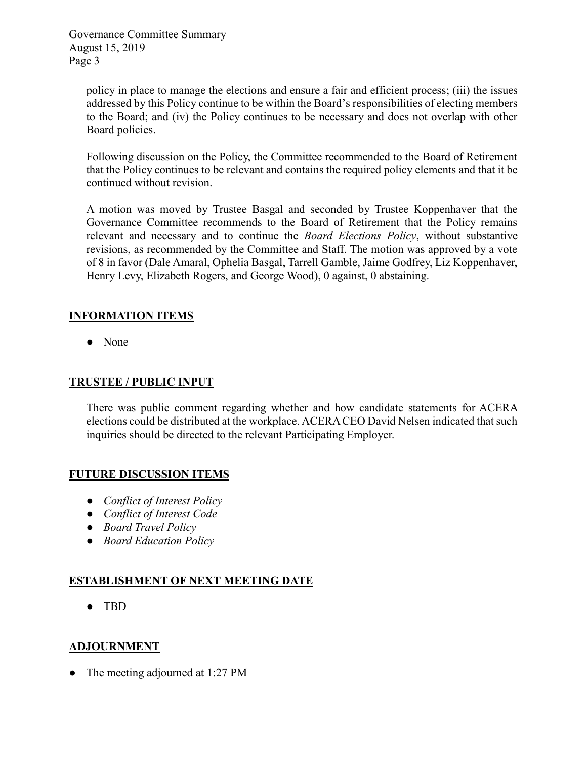policy in place to manage the elections and ensure a fair and efficient process; (iii) the issues addressed by this Policy continue to be within the Board's responsibilities of electing members to the Board; and (iv) the Policy continues to be necessary and does not overlap with other Board policies.

Following discussion on the Policy, the Committee recommended to the Board of Retirement that the Policy continues to be relevant and contains the required policy elements and that it be continued without revision.

A motion was moved by Trustee Basgal and seconded by Trustee Koppenhaver that the Governance Committee recommends to the Board of Retirement that the Policy remains relevant and necessary and to continue the *Board Elections Policy*, without substantive revisions, as recommended by the Committee and Staff. The motion was approved by a vote of 8 in favor (Dale Amaral, Ophelia Basgal, Tarrell Gamble, Jaime Godfrey, Liz Koppenhaver, Henry Levy, Elizabeth Rogers, and George Wood), 0 against, 0 abstaining.

## INFORMATION ITEMS

- None

## TRUSTEE / PUBLIC INPUT

There was public comment regarding whether and how candidate statements for ACERA elections could be distributed at the workplace. ACERA CEO David Nelsen indicated that such inquiries should be directed to the relevant Participating Employer.

## FUTURE DISCUSSION ITEMS

- *Conflict of Interest Policy*
- *Conflict of Interest Code*
- *Board Travel Policy*
- *Board Education Policy*

## ESTABLISHMENT OF NEXT MEETING DATE

- TBD

## ADJOURNMENT

- The meeting adjourned at 1:27 PM